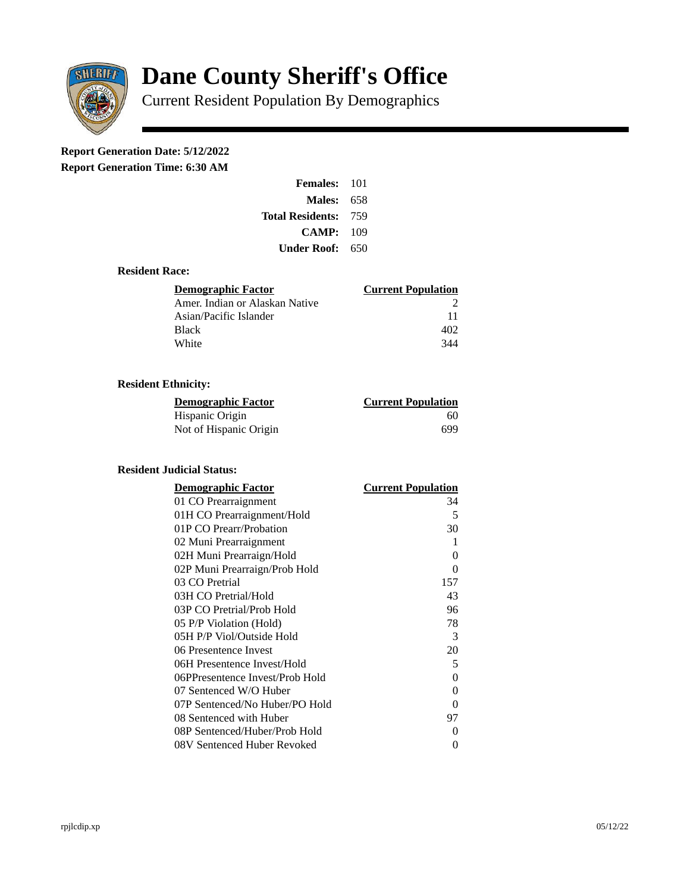# Dane County Sheriff's Office

Current Resident Population By Demographics

**Report Generation Date: 5/12/2022**

**Report Generation Time: 6:30 AM**

| | |
|---|---|
| **Females:** | 101 |
| **Males:** | 658 |
| **Total Residents:** | 759 |
| **CAMP:** | 109 |
| **Under Roof:** | 650 |

### Resident Race:

| Demographic Factor | Current Population |
|---|---|
| Amer. Indian or Alaskan Native | 2 |
| Asian/Pacific Islander | 11 |
| Black | 402 |
| White | 344 |

### Resident Ethnicity:

| Demographic Factor | Current Population |
|---|---|
| Hispanic Origin | 60 |
| Not of Hispanic Origin | 699 |

### Resident Judicial Status:

| Demographic Factor | Current Population |
|---|---|
| 01 CO Prearraignment | 34 |
| 01H CO Prearraignment/Hold | 5 |
| 01P CO Prearr/Probation | 30 |
| 02 Muni Prearraignment | 1 |
| 02H Muni Prearraign/Hold | 0 |
| 02P Muni Prearraign/Prob Hold | 0 |
| 03 CO Pretrial | 157 |
| 03H CO Pretrial/Hold | 43 |
| 03P CO Pretrial/Prob Hold | 96 |
| 05 P/P Violation (Hold) | 78 |
| 05H P/P Viol/Outside Hold | 3 |
| 06 Presentence Invest | 20 |
| 06H Presentence Invest/Hold | 5 |
| 06PPresentence Invest/Prob Hold | 0 |
| 07 Sentenced W/O Huber | 0 |
| 07P Sentenced/No Huber/PO Hold | 0 |
| 08 Sentenced with Huber | 97 |
| 08P Sentenced/Huber/Prob Hold | 0 |
| 08V Sentenced Huber Revoked | 0 |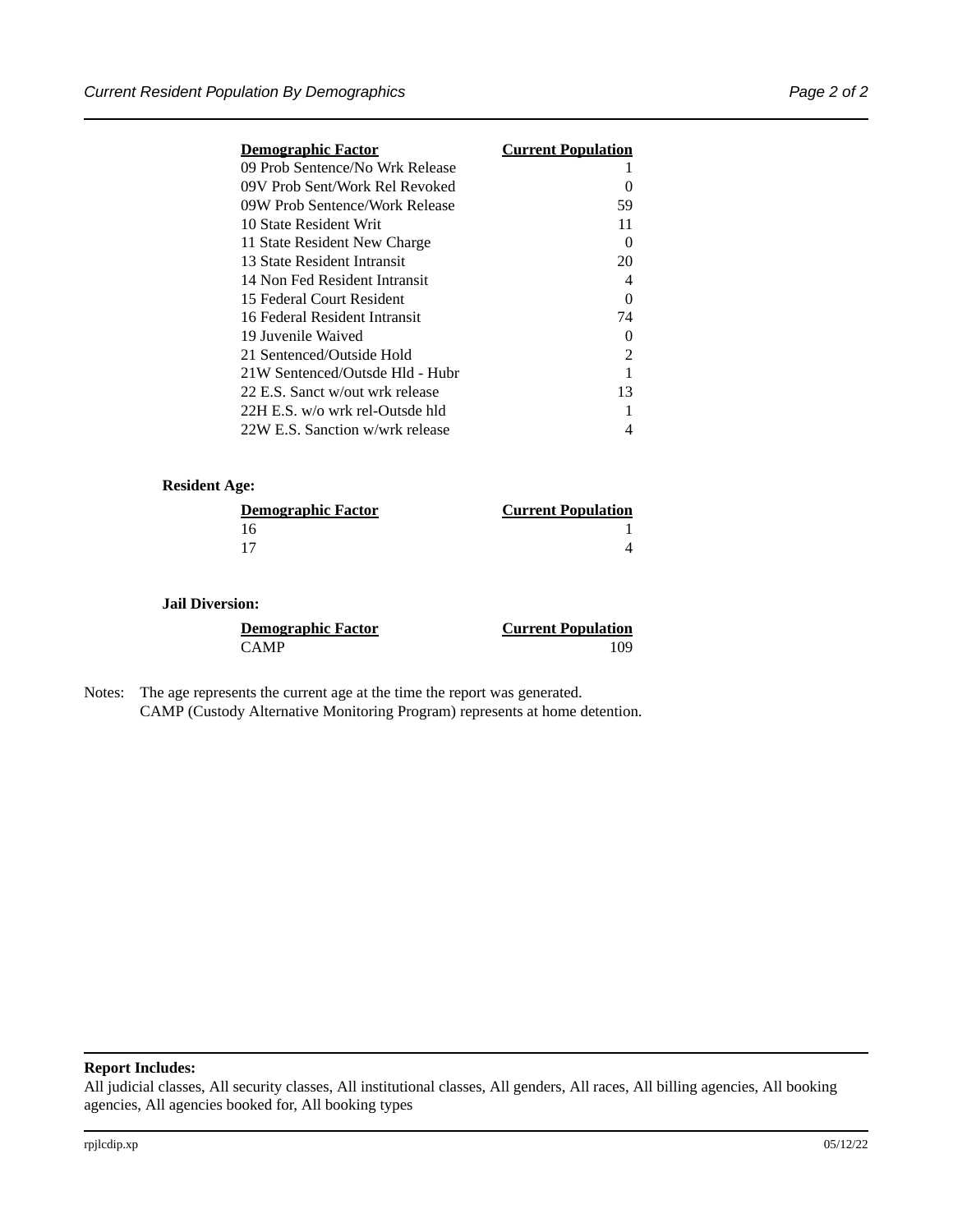| Demographic Factor | Current Population |
| --- | --- |
| 09 Prob Sentence/No Wrk Release | 1 |
| 09V Prob Sent/Work Rel Revoked | 0 |
| 09W Prob Sentence/Work Release | 59 |
| 10 State Resident Writ | 11 |
| 11 State Resident New Charge | 0 |
| 13 State Resident Intransit | 20 |
| 14 Non Fed Resident Intransit | 4 |
| 15 Federal Court Resident | 0 |
| 16 Federal Resident Intransit | 74 |
| 19 Juvenile Waived | 0 |
| 21 Sentenced/Outside Hold | 2 |
| 21W Sentenced/Outsde Hld - Hubr | 1 |
| 22 E.S. Sanct w/out wrk release | 13 |
| 22H E.S. w/o wrk rel-Outsde hld | 1 |
| 22W E.S. Sanction w/wrk release | 4 |

**Resident Age:**

| Demographic Factor | Current Population |
| --- | --- |
| 16 | 1 |
| 17 | 4 |

**Jail Diversion:**

| Demographic Factor | Current Population |
| --- | --- |
| CAMP | 109 |

Notes: The age represents the current age at the time the report was generated.
CAMP (Custody Alternative Monitoring Program) represents at home detention.

**Report Includes:**

All judicial classes, All security classes, All institutional classes, All genders, All races, All billing agencies, All booking agencies, All agencies booked for, All booking types